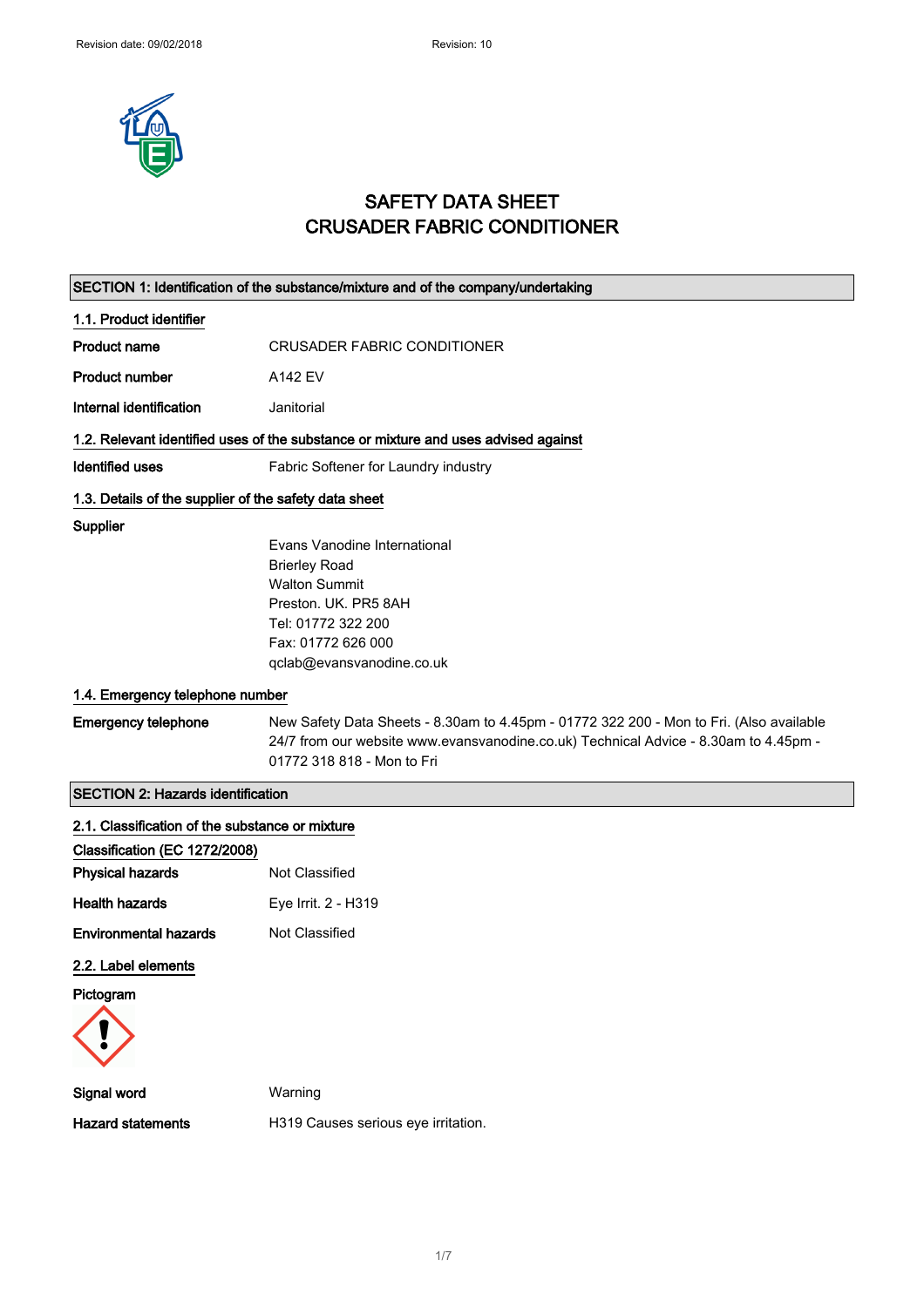# SAFETY DATA SHEET
# CRUSADER FABRIC CONDITIONER

## SECTION 1: Identification of the substance/mixture and of the company/undertaking

### 1.1. Product identifier

**Product name** CRUSADER FABRIC CONDITIONER

**Product number** A142 EV

**Internal identification** Janitorial

### 1.2. Relevant identified uses of the substance or mixture and uses advised against

**Identified uses** Fabric Softener for Laundry industry

### 1.3. Details of the supplier of the safety data sheet

**Supplier**

Evans Vanodine International
Brierley Road
Walton Summit
Preston. UK. PR5 8AH
Tel: 01772 322 200
Fax: 01772 626 000
qclab@evansvanodine.co.uk

### 1.4. Emergency telephone number

**Emergency telephone** New Safety Data Sheets - 8.30am to 4.45pm - 01772 322 200 - Mon to Fri. (Also available 24/7 from our website www.evansvanodine.co.uk) Technical Advice - 8.30am to 4.45pm - 01772 318 818 - Mon to Fri

## SECTION 2: Hazards identification

### 2.1. Classification of the substance or mixture

**Classification (EC 1272/2008)**

**Physical hazards** Not Classified

**Health hazards** Eye Irrit. 2 - H319

**Environmental hazards** Not Classified

### 2.2. Label elements

**Pictogram**

**Signal word** Warning

**Hazard statements** H319 Causes serious eye irritation.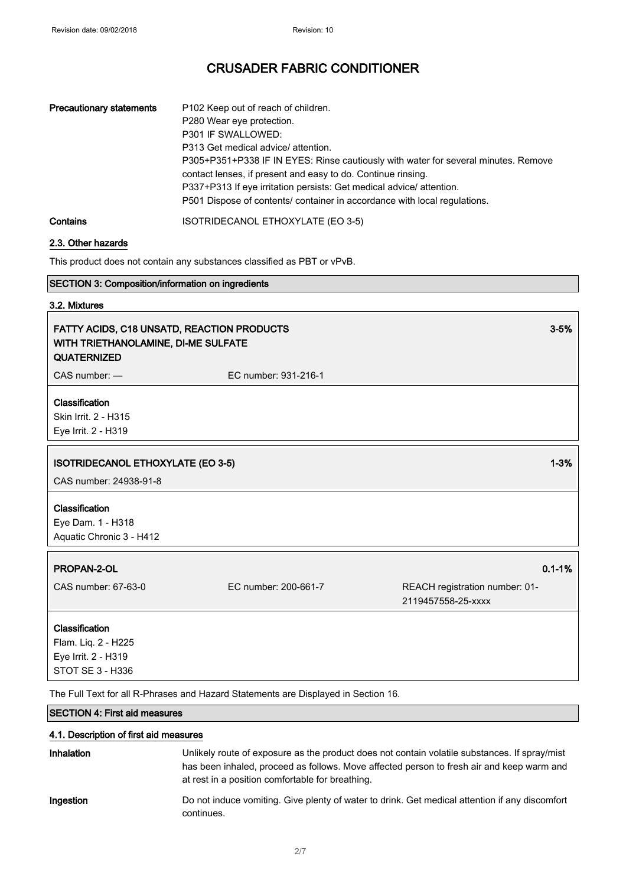# CRUSADER FABRIC CONDITIONER

| | |
|---|---|
| **Precautionary statements** | P102 Keep out of reach of children.<br>P280 Wear eye protection.<br>P301 IF SWALLOWED:<br>P313 Get medical advice/ attention.<br>P305+P351+P338 IF IN EYES: Rinse cautiously with water for several minutes. Remove contact lenses, if present and easy to do. Continue rinsing.<br>P337+P313 If eye irritation persists: Get medical advice/ attention.<br>P501 Dispose of contents/ container in accordance with local regulations. |
| **Contains** | ISOTRIDECANOL ETHOXYLATE (EO 3-5) |

### 2.3. Other hazards

This product does not contain any substances classified as PBT or vPvB.

## SECTION 3: Composition/information on ingredients

### 3.2. Mixtures

**FATTY ACIDS, C18 UNSATD, REACTION PRODUCTS WITH TRIETHANOLAMINE, DI-ME SULFATE QUATERNIZED** — 3-5%

CAS number: — EC number: 931-216-1

**Classification**
Skin Irrit. 2 - H315
Eye Irrit. 2 - H319

**ISOTRIDECANOL ETHOXYLATE (EO 3-5)** — 1-3%

CAS number: 24938-91-8

**Classification**
Eye Dam. 1 - H318
Aquatic Chronic 3 - H412

**PROPAN-2-OL** — 0.1-1%

CAS number: 67-63-0 EC number: 200-661-7 REACH registration number: 01-2119457558-25-xxxx

**Classification**
Flam. Liq. 2 - H225
Eye Irrit. 2 - H319
STOT SE 3 - H336

The Full Text for all R-Phrases and Hazard Statements are Displayed in Section 16.

## SECTION 4: First aid measures

### 4.1. Description of first aid measures

| | |
|---|---|
| **Inhalation** | Unlikely route of exposure as the product does not contain volatile substances. If spray/mist has been inhaled, proceed as follows. Move affected person to fresh air and keep warm and at rest in a position comfortable for breathing. |
| **Ingestion** | Do not induce vomiting. Give plenty of water to drink. Get medical attention if any discomfort continues. |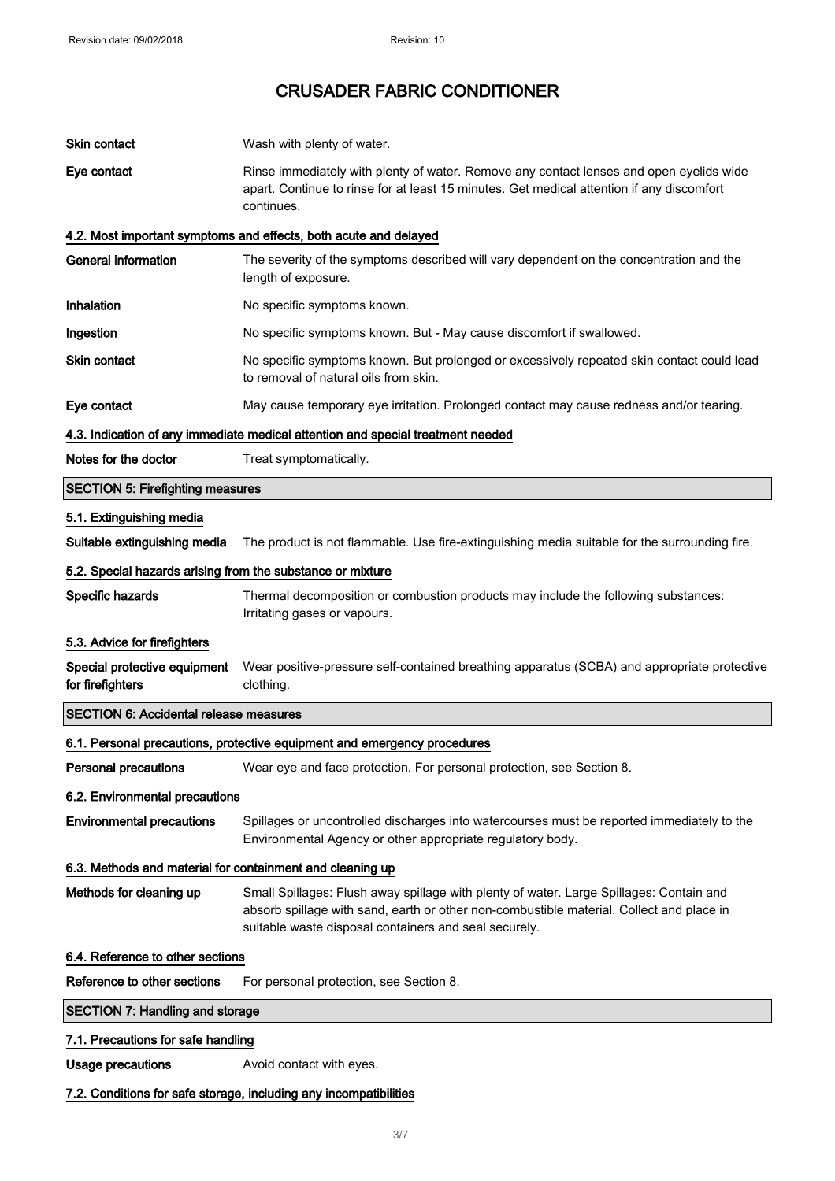| | |
|---|---|
| **Skin contact** | Wash with plenty of water. |
| **Eye contact** | Rinse immediately with plenty of water. Remove any contact lenses and open eyelids wide apart. Continue to rinse for at least 15 minutes. Get medical attention if any discomfort continues. |

### 4.2. Most important symptoms and effects, both acute and delayed

| | |
|---|---|
| **General information** | The severity of the symptoms described will vary dependent on the concentration and the length of exposure. |
| **Inhalation** | No specific symptoms known. |
| **Ingestion** | No specific symptoms known. But - May cause discomfort if swallowed. |
| **Skin contact** | No specific symptoms known. But prolonged or excessively repeated skin contact could lead to removal of natural oils from skin. |
| **Eye contact** | May cause temporary eye irritation. Prolonged contact may cause redness and/or tearing. |

### 4.3. Indication of any immediate medical attention and special treatment needed

| | |
|---|---|
| **Notes for the doctor** | Treat symptomatically. |

## SECTION 5: Firefighting measures

### 5.1. Extinguishing media

| | |
|---|---|
| **Suitable extinguishing media** | The product is not flammable. Use fire-extinguishing media suitable for the surrounding fire. |

### 5.2. Special hazards arising from the substance or mixture

| | |
|---|---|
| **Specific hazards** | Thermal decomposition or combustion products may include the following substances: Irritating gases or vapours. |

### 5.3. Advice for firefighters

| | |
|---|---|
| **Special protective equipment for firefighters** | Wear positive-pressure self-contained breathing apparatus (SCBA) and appropriate protective clothing. |

## SECTION 6: Accidental release measures

### 6.1. Personal precautions, protective equipment and emergency procedures

| | |
|---|---|
| **Personal precautions** | Wear eye and face protection. For personal protection, see Section 8. |

### 6.2. Environmental precautions

| | |
|---|---|
| **Environmental precautions** | Spillages or uncontrolled discharges into watercourses must be reported immediately to the Environmental Agency or other appropriate regulatory body. |

### 6.3. Methods and material for containment and cleaning up

| | |
|---|---|
| **Methods for cleaning up** | Small Spillages: Flush away spillage with plenty of water. Large Spillages: Contain and absorb spillage with sand, earth or other non-combustible material. Collect and place in suitable waste disposal containers and seal securely. |

### 6.4. Reference to other sections

| | |
|---|---|
| **Reference to other sections** | For personal protection, see Section 8. |

## SECTION 7: Handling and storage

### 7.1. Precautions for safe handling

| | |
|---|---|
| **Usage precautions** | Avoid contact with eyes. |

### 7.2. Conditions for safe storage, including any incompatibilities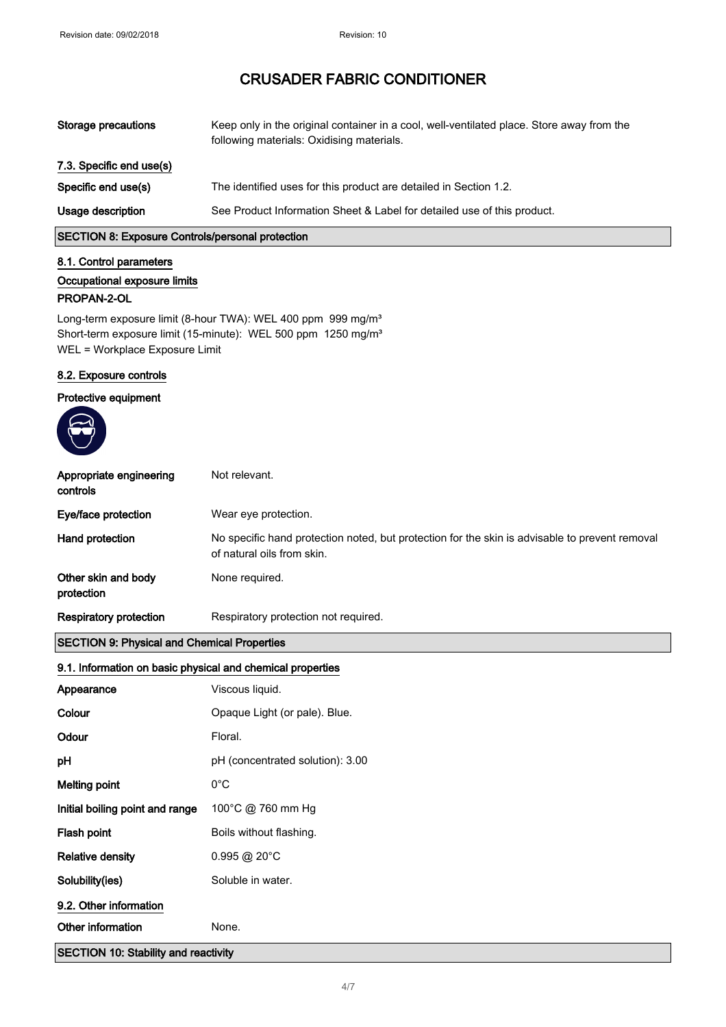# CRUSADER FABRIC CONDITIONER

| | |
|---|---|
| **Storage precautions** | Keep only in the original container in a cool, well-ventilated place. Store away from the following materials: Oxidising materials. |

### 7.3. Specific end use(s)

| | |
|---|---|
| **Specific end use(s)** | The identified uses for this product are detailed in Section 1.2. |
| **Usage description** | See Product Information Sheet & Label for detailed use of this product. |

## SECTION 8: Exposure Controls/personal protection

### 8.1. Control parameters

#### Occupational exposure limits

**PROPAN-2-OL**

Long-term exposure limit (8-hour TWA): WEL 400 ppm 999 mg/m³
Short-term exposure limit (15-minute): WEL 500 ppm 1250 mg/m³
WEL = Workplace Exposure Limit

### 8.2. Exposure controls

**Protective equipment**

| | |
|---|---|
| **Appropriate engineering controls** | Not relevant. |
| **Eye/face protection** | Wear eye protection. |
| **Hand protection** | No specific hand protection noted, but protection for the skin is advisable to prevent removal of natural oils from skin. |
| **Other skin and body protection** | None required. |
| **Respiratory protection** | Respiratory protection not required. |

## SECTION 9: Physical and Chemical Properties

### 9.1. Information on basic physical and chemical properties

| | |
|---|---|
| **Appearance** | Viscous liquid. |
| **Colour** | Opaque Light (or pale). Blue. |
| **Odour** | Floral. |
| **pH** | pH (concentrated solution): 3.00 |
| **Melting point** | 0°C |
| **Initial boiling point and range** | 100°C @ 760 mm Hg |
| **Flash point** | Boils without flashing. |
| **Relative density** | 0.995 @ 20°C |
| **Solubility(ies)** | Soluble in water. |

### 9.2. Other information

| | |
|---|---|
| **Other information** | None. |

## SECTION 10: Stability and reactivity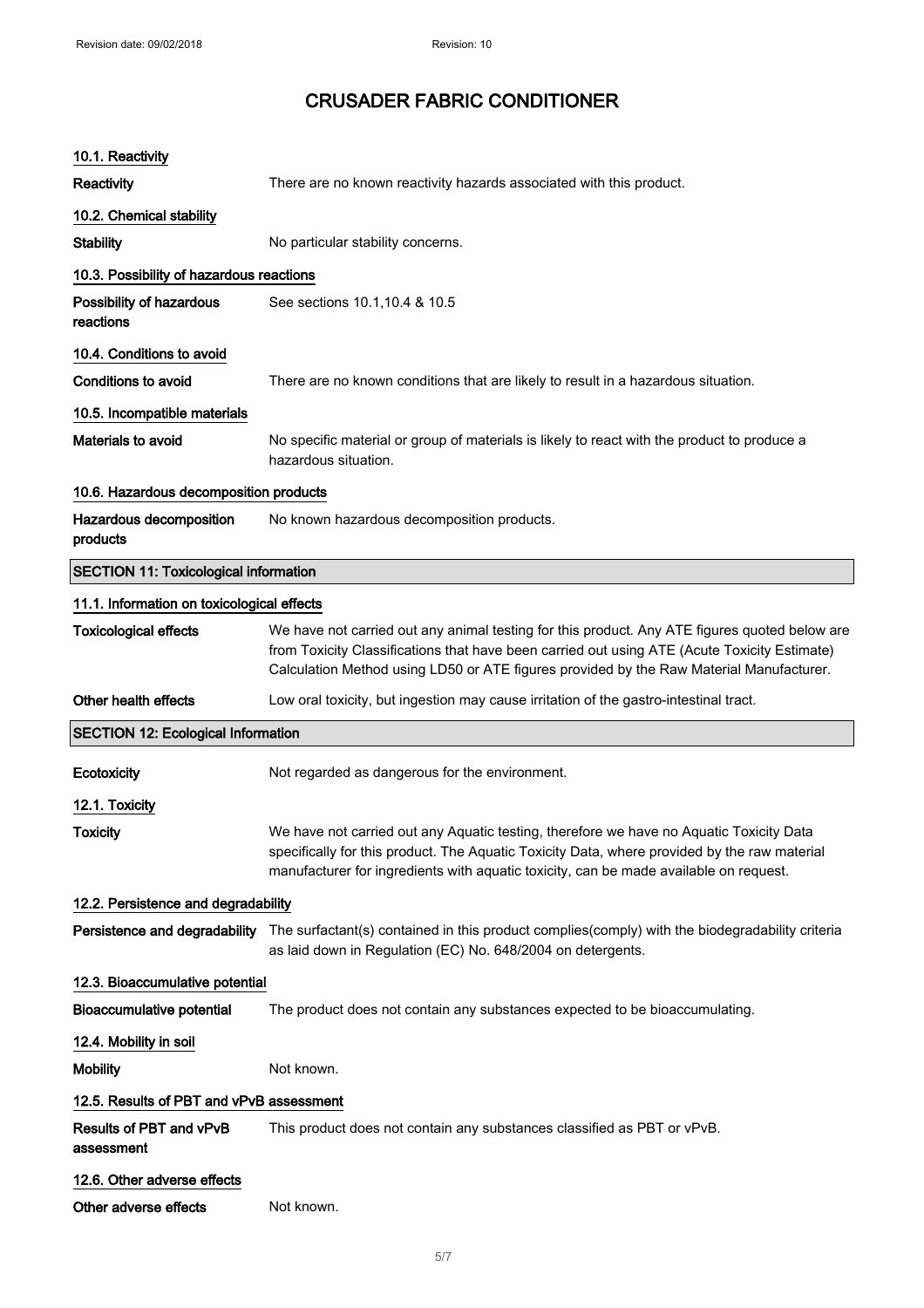# CRUSADER FABRIC CONDITIONER

### 10.1. Reactivity

**Reactivity** There are no known reactivity hazards associated with this product.

### 10.2. Chemical stability

**Stability** No particular stability concerns.

### 10.3. Possibility of hazardous reactions

**Possibility of hazardous reactions** See sections 10.1,10.4 & 10.5

### 10.4. Conditions to avoid

**Conditions to avoid** There are no known conditions that are likely to result in a hazardous situation.

### 10.5. Incompatible materials

**Materials to avoid** No specific material or group of materials is likely to react with the product to produce a hazardous situation.

### 10.6. Hazardous decomposition products

**Hazardous decomposition products** No known hazardous decomposition products.

## SECTION 11: Toxicological information

### 11.1. Information on toxicological effects

**Toxicological effects** We have not carried out any animal testing for this product. Any ATE figures quoted below are from Toxicity Classifications that have been carried out using ATE (Acute Toxicity Estimate) Calculation Method using LD50 or ATE figures provided by the Raw Material Manufacturer.

**Other health effects** Low oral toxicity, but ingestion may cause irritation of the gastro-intestinal tract.

## SECTION 12: Ecological Information

**Ecotoxicity** Not regarded as dangerous for the environment.

### 12.1. Toxicity

**Toxicity** We have not carried out any Aquatic testing, therefore we have no Aquatic Toxicity Data specifically for this product. The Aquatic Toxicity Data, where provided by the raw material manufacturer for ingredients with aquatic toxicity, can be made available on request.

### 12.2. Persistence and degradability

**Persistence and degradability** The surfactant(s) contained in this product complies(comply) with the biodegradability criteria as laid down in Regulation (EC) No. 648/2004 on detergents.

### 12.3. Bioaccumulative potential

**Bioaccumulative potential** The product does not contain any substances expected to be bioaccumulating.

### 12.4. Mobility in soil

**Mobility** Not known.

### 12.5. Results of PBT and vPvB assessment

**Results of PBT and vPvB assessment** This product does not contain any substances classified as PBT or vPvB.

### 12.6. Other adverse effects

**Other adverse effects** Not known.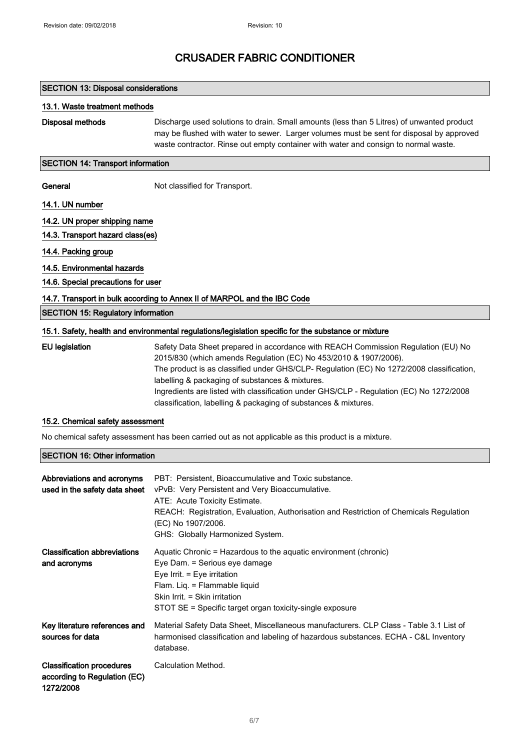# CRUSADER FABRIC CONDITIONER

## SECTION 13: Disposal considerations

### 13.1. Waste treatment methods

**Disposal methods** Discharge used solutions to drain. Small amounts (less than 5 Litres) of unwanted product may be flushed with water to sewer. Larger volumes must be sent for disposal by approved waste contractor. Rinse out empty container with water and consign to normal waste.

## SECTION 14: Transport information

**General** Not classified for Transport.

### 14.1. UN number

### 14.2. UN proper shipping name

### 14.3. Transport hazard class(es)

### 14.4. Packing group

### 14.5. Environmental hazards

### 14.6. Special precautions for user

### 14.7. Transport in bulk according to Annex II of MARPOL and the IBC Code

## SECTION 15: Regulatory information

### 15.1. Safety, health and environmental regulations/legislation specific for the substance or mixture

**EU legislation** Safety Data Sheet prepared in accordance with REACH Commission Regulation (EU) No 2015/830 (which amends Regulation (EC) No 453/2010 & 1907/2006).
The product is as classified under GHS/CLP- Regulation (EC) No 1272/2008 classification, labelling & packaging of substances & mixtures.
Ingredients are listed with classification under GHS/CLP - Regulation (EC) No 1272/2008 classification, labelling & packaging of substances & mixtures.

### 15.2. Chemical safety assessment

No chemical safety assessment has been carried out as not applicable as this product is a mixture.

## SECTION 16: Other information

**Abbreviations and acronyms used in the safety data sheet**
PBT: Persistent, Bioaccumulative and Toxic substance.
vPvB: Very Persistent and Very Bioaccumulative.
ATE: Acute Toxicity Estimate.
REACH: Registration, Evaluation, Authorisation and Restriction of Chemicals Regulation (EC) No 1907/2006.
GHS: Globally Harmonized System.

**Classification abbreviations and acronyms**
Aquatic Chronic = Hazardous to the aquatic environment (chronic)
Eye Dam. = Serious eye damage
Eye Irrit. = Eye irritation
Flam. Liq. = Flammable liquid
Skin Irrit. = Skin irritation
STOT SE = Specific target organ toxicity-single exposure

**Key literature references and sources for data** Material Safety Data Sheet, Miscellaneous manufacturers. CLP Class - Table 3.1 List of harmonised classification and labeling of hazardous substances. ECHA - C&L Inventory database.

**Classification procedures according to Regulation (EC) 1272/2008** Calculation Method.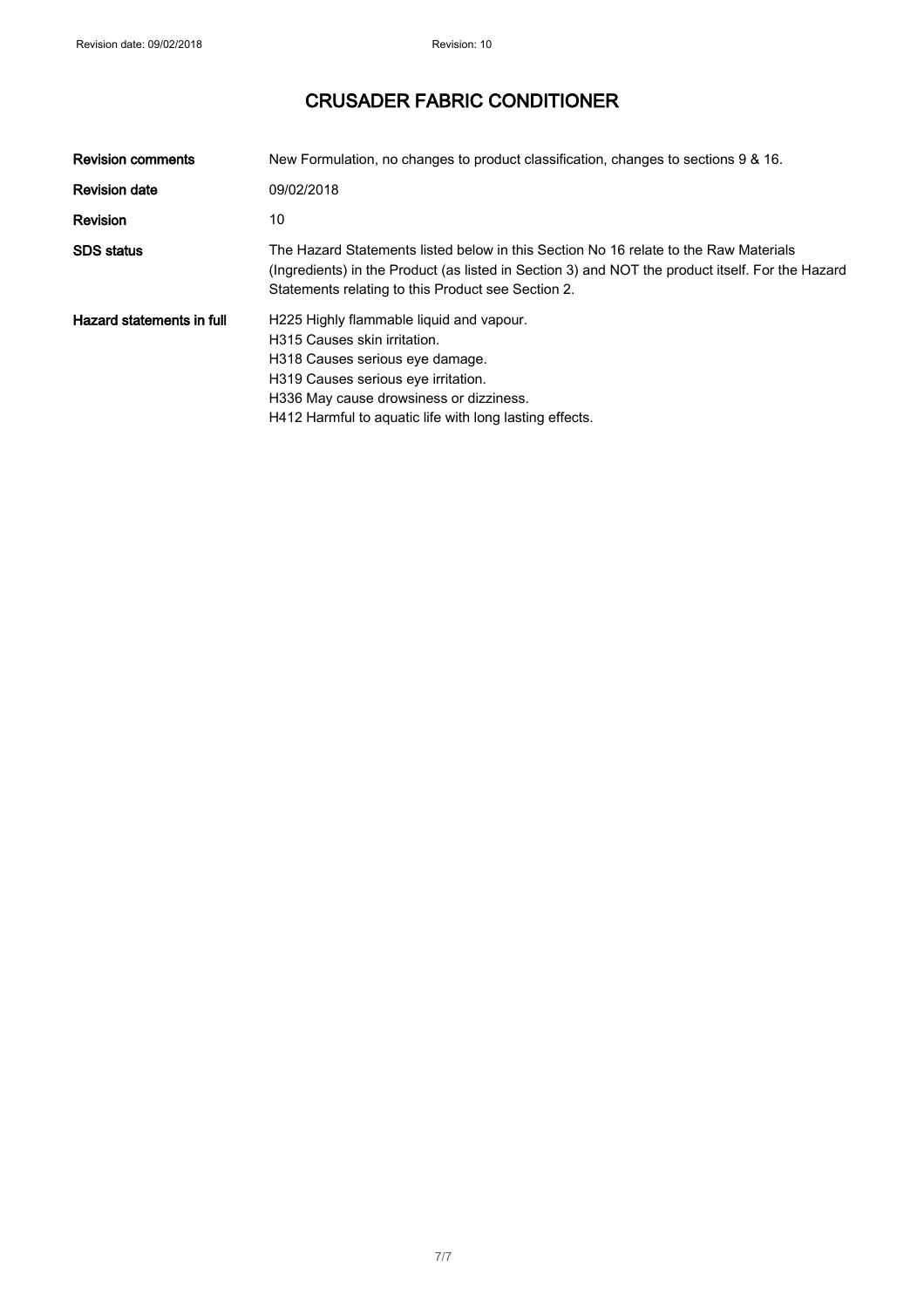# CRUSADER FABRIC CONDITIONER

| | |
|---|---|
| **Revision comments** | New Formulation, no changes to product classification, changes to sections 9 & 16. |
| **Revision date** | 09/02/2018 |
| **Revision** | 10 |
| **SDS status** | The Hazard Statements listed below in this Section No 16 relate to the Raw Materials (Ingredients) in the Product (as listed in Section 3) and NOT the product itself. For the Hazard Statements relating to this Product see Section 2. |
| **Hazard statements in full** | H225 Highly flammable liquid and vapour.<br>H315 Causes skin irritation.<br>H318 Causes serious eye damage.<br>H319 Causes serious eye irritation.<br>H336 May cause drowsiness or dizziness.<br>H412 Harmful to aquatic life with long lasting effects. |